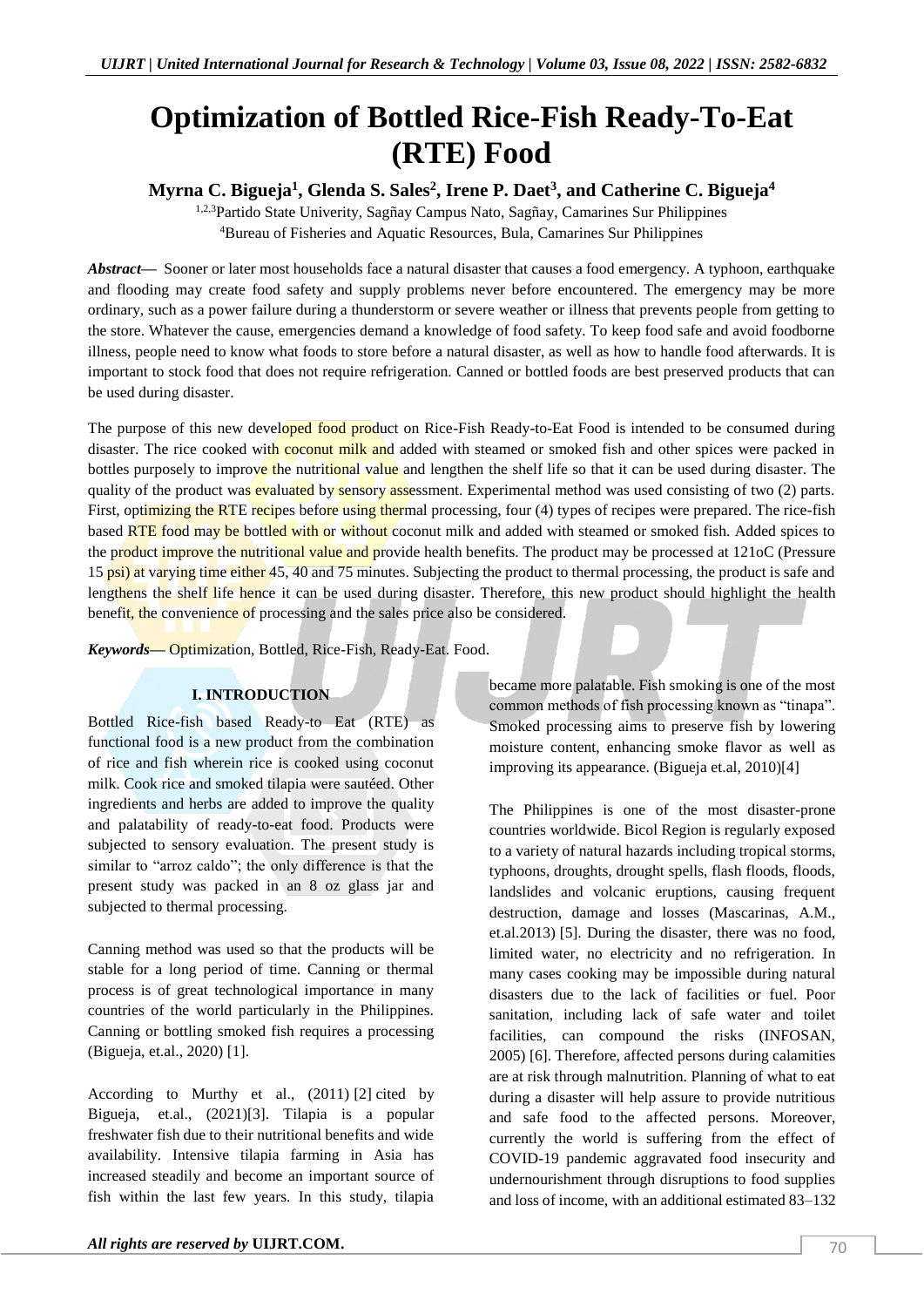# Optimization of Bottled Rice-Fish Ready-To-Eat (RTE) Food

**Myrna C. Bigueja[1], Glenda S. Sales[2], Irene P. Daet[3], and Catherine C. Bigueja[4]**

[1,2,3]Partido State Univerity, Sagñay Campus Nato, Sagñay, Camarines Sur Philippines
[4]Bureau of Fisheries and Aquatic Resources, Bula, Camarines Sur Philippines

***Abstract*****—** Sooner or later most households face a natural disaster that causes a food emergency. A typhoon, earthquake and flooding may create food safety and supply problems never before encountered. The emergency may be more ordinary, such as a power failure during a thunderstorm or severe weather or illness that prevents people from getting to the store. Whatever the cause, emergencies demand a knowledge of food safety. To keep food safe and avoid foodborne illness, people need to know what foods to store before a natural disaster, as well as how to handle food afterwards. It is important to stock food that does not require refrigeration. Canned or bottled foods are best preserved products that can be used during disaster.

The purpose of this new developed food product on Rice-Fish Ready-to-Eat Food is intended to be consumed during disaster. The rice cooked with coconut milk and added with steamed or smoked fish and other spices were packed in bottles purposely to improve the nutritional value and lengthen the shelf life so that it can be used during disaster. The quality of the product was evaluated by sensory assessment. Experimental method was used consisting of two (2) parts. First, optimizing the RTE recipes before using thermal processing, four (4) types of recipes were prepared. The rice-fish based RTE food may be bottled with or without coconut milk and added with steamed or smoked fish. Added spices to the product improve the nutritional value and provide health benefits. The product may be processed at 121oC (Pressure 15 psi) at varying time either 45, 40 and 75 minutes. Subjecting the product to thermal processing, the product is safe and lengthens the shelf life hence it can be used during disaster. Therefore, this new product should highlight the health benefit, the convenience of processing and the sales price also be considered.

***Keywords*****—** Optimization, Bottled, Rice-Fish, Ready-Eat. Food.

## I. INTRODUCTION

Bottled Rice-fish based Ready-to Eat (RTE) as functional food is a new product from the combination of rice and fish wherein rice is cooked using coconut milk. Cook rice and smoked tilapia were sautéed. Other ingredients and herbs are added to improve the quality and palatability of ready-to-eat food. Products were subjected to sensory evaluation. The present study is similar to "arroz caldo"; the only difference is that the present study was packed in an 8 oz glass jar and subjected to thermal processing.

Canning method was used so that the products will be stable for a long period of time. Canning or thermal process is of great technological importance in many countries of the world particularly in the Philippines. Canning or bottling smoked fish requires a processing (Bigueja, et.al., 2020) [1].

According to Murthy et al., (2011) [2] cited by Bigueja, et.al., (2021)[3]. Tilapia is a popular freshwater fish due to their nutritional benefits and wide availability. Intensive tilapia farming in Asia has increased steadily and become an important source of fish within the last few years. In this study, tilapia became more palatable. Fish smoking is one of the most common methods of fish processing known as "tinapa". Smoked processing aims to preserve fish by lowering moisture content, enhancing smoke flavor as well as improving its appearance. (Bigueja et.al, 2010)[4]

The Philippines is one of the most disaster-prone countries worldwide. Bicol Region is regularly exposed to a variety of natural hazards including tropical storms, typhoons, droughts, drought spells, flash floods, floods, landslides and volcanic eruptions, causing frequent destruction, damage and losses (Mascarinas, A.M., et.al.2013) [5]. During the disaster, there was no food, limited water, no electricity and no refrigeration. In many cases cooking may be impossible during natural disasters due to the lack of facilities or fuel. Poor sanitation, including lack of safe water and toilet facilities, can compound the risks (INFOSAN, 2005) [6]. Therefore, affected persons during calamities are at risk through malnutrition. Planning of what to eat during a disaster will help assure to provide nutritious and safe food to the affected persons. Moreover, currently the world is suffering from the effect of COVID-19 pandemic aggravated food insecurity and undernourishment through disruptions to food supplies and loss of income, with an additional estimated 83–132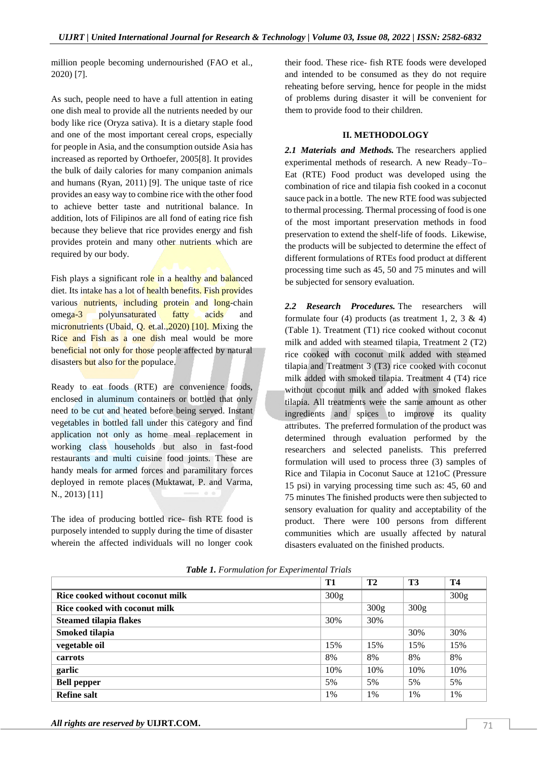million people becoming undernourished (FAO et al., 2020) [7].

As such, people need to have a full attention in eating one dish meal to provide all the nutrients needed by our body like rice (Oryza sativa). It is a dietary staple food and one of the most important cereal crops, especially for people in Asia, and the consumption outside Asia has increased as reported by Orthoefer, 2005[8]. It provides the bulk of daily calories for many companion animals and humans (Ryan, 2011) [9]. The unique taste of rice provides an easy way to combine rice with the other food to achieve better taste and nutritional balance. In addition, lots of Filipinos are all fond of eating rice fish because they believe that rice provides energy and fish provides protein and many other nutrients which are required by our body.

Fish plays a significant role in a healthy and balanced diet. Its intake has a lot of health benefits. Fish provides various nutrients, including protein and long-chain omega-3 polyunsaturated fatty acids and micronutrients (Ubaid, Q. et.al.,2020) [10]. Mixing the Rice and Fish as a one dish meal would be more beneficial not only for those people affected by natural disasters but also for the populace.

Ready to eat foods (RTE) are convenience foods, enclosed in aluminum containers or bottled that only need to be cut and heated before being served. Instant vegetables in bottled fall under this category and find application not only as home meal replacement in working class households but also in fast-food restaurants and multi cuisine food joints. These are handy meals for armed forces and paramilitary forces deployed in remote places (Muktawat, P. and Varma, N., 2013) [11]

The idea of producing bottled rice- fish RTE food is purposely intended to supply during the time of disaster wherein the affected individuals will no longer cook their food. These rice- fish RTE foods were developed and intended to be consumed as they do not require reheating before serving, hence for people in the midst of problems during disaster it will be convenient for them to provide food to their children.

## II. METHODOLOGY

***2.1 Materials and Methods.*** The researchers applied experimental methods of research. A new Ready–To–Eat (RTE) Food product was developed using the combination of rice and tilapia fish cooked in a coconut sauce pack in a bottle. The new RTE food was subjected to thermal processing. Thermal processing of food is one of the most important preservation methods in food preservation to extend the shelf-life of foods. Likewise, the products will be subjected to determine the effect of different formulations of RTEs food product at different processing time such as 45, 50 and 75 minutes and will be subjected for sensory evaluation.

***2.2 Research Procedures.*** The researchers will formulate four (4) products (as treatment 1, 2, 3 & 4) (Table 1). Treatment (T1) rice cooked without coconut milk and added with steamed tilapia, Treatment 2 (T2) rice cooked with coconut milk added with steamed tilapia and Treatment 3 (T3) rice cooked with coconut milk added with smoked tilapia. Treatment 4 (T4) rice without coconut milk and added with smoked flakes tilapia. All treatments were the same amount as other ingredients and spices to improve its quality attributes. The preferred formulation of the product was determined through evaluation performed by the researchers and selected panelists. This preferred formulation will used to process three (3) samples of Rice and Tilapia in Coconut Sauce at 121oC (Pressure 15 psi) in varying processing time such as: 45, 60 and 75 minutes The finished products were then subjected to sensory evaluation for quality and acceptability of the product. There were 100 persons from different communities which are usually affected by natural disasters evaluated on the finished products.

***Table 1.*** *Formulation for Experimental Trials*

| | T1 | T2 | T3 | T4 |
|---|---|---|---|---|
| **Rice cooked without coconut milk** | 300g | | | 300g |
| **Rice cooked with coconut milk** | | 300g | 300g | |
| **Steamed tilapia flakes** | 30% | 30% | | |
| **Smoked tilapia** | | | 30% | 30% |
| **vegetable oil** | 15% | 15% | 15% | 15% |
| **carrots** | 8% | 8% | 8% | 8% |
| **garlic** | 10% | 10% | 10% | 10% |
| **Bell pepper** | 5% | 5% | 5% | 5% |
| **Refine salt** | 1% | 1% | 1% | 1% |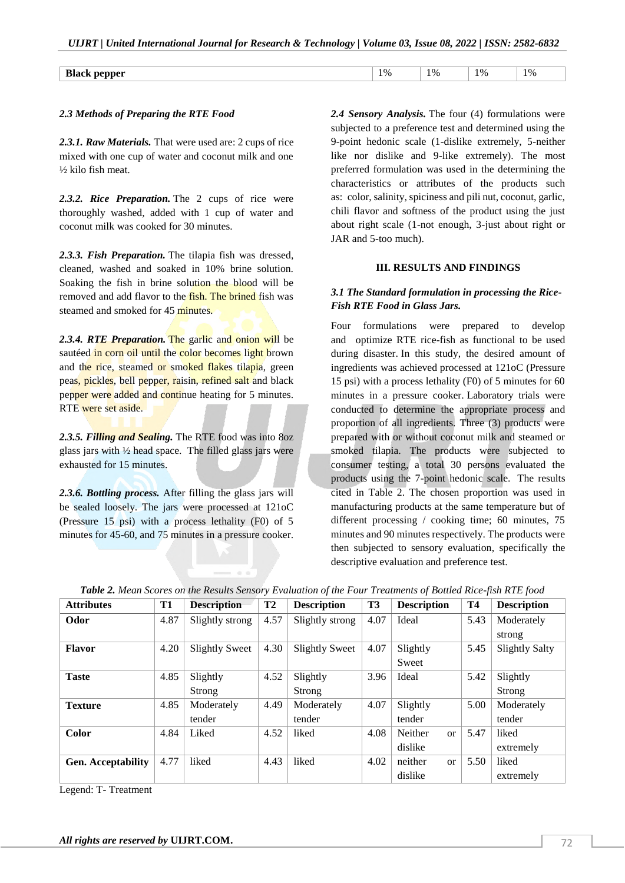| Black pepper | 1% | 1% | 1% | 1% |
|---|---|---|---|---|

### *2.3 Methods of Preparing the RTE Food*

***2.3.1. Raw Materials.*** That were used are: 2 cups of rice mixed with one cup of water and coconut milk and one ½ kilo fish meat.

***2.3.2. Rice Preparation.*** The 2 cups of rice were thoroughly washed, added with 1 cup of water and coconut milk was cooked for 30 minutes.

***2.3.3. Fish Preparation.*** The tilapia fish was dressed, cleaned, washed and soaked in 10% brine solution. Soaking the fish in brine solution the blood will be removed and add flavor to the fish. The brined fish was steamed and smoked for 45 minutes.

***2.3.4. RTE Preparation.*** The garlic and onion will be sautéed in corn oil until the color becomes light brown and the rice, steamed or smoked flakes tilapia, green peas, pickles, bell pepper, raisin, refined salt and black pepper were added and continue heating for 5 minutes. RTE were set aside.

***2.3.5. Filling and Sealing.*** The RTE food was into 8oz glass jars with ½ head space. The filled glass jars were exhausted for 15 minutes.

***2.3.6. Bottling process.*** After filling the glass jars will be sealed loosely. The jars were processed at 121oC (Pressure 15 psi) with a process lethality (F0) of 5 minutes for 45-60, and 75 minutes in a pressure cooker.

***2.4 Sensory Analysis.*** The four (4) formulations were subjected to a preference test and determined using the 9-point hedonic scale (1-dislike extremely, 5-neither like nor dislike and 9-like extremely). The most preferred formulation was used in the determining the characteristics or attributes of the products such as: color, salinity, spiciness and pili nut, coconut, garlic, chili flavor and softness of the product using the just about right scale (1-not enough, 3-just about right or JAR and 5-too much).

## III. RESULTS AND FINDINGS

### *3.1 The Standard formulation in processing the Rice-Fish RTE Food in Glass Jars.*

Four formulations were prepared to develop and optimize RTE rice-fish as functional to be used during disaster. In this study, the desired amount of ingredients was achieved processed at 121oC (Pressure 15 psi) with a process lethality (F0) of 5 minutes for 60 minutes in a pressure cooker. Laboratory trials were conducted to determine the appropriate process and proportion of all ingredients. Three (3) products were prepared with or without coconut milk and steamed or smoked tilapia. The products were subjected to consumer testing, a total 30 persons evaluated the products using the 7-point hedonic scale. The results cited in Table 2. The chosen proportion was used in manufacturing products at the same temperature but of different processing / cooking time; 60 minutes, 75 minutes and 90 minutes respectively. The products were then subjected to sensory evaluation, specifically the descriptive evaluation and preference test.

***Table 2.*** *Mean Scores on the Results Sensory Evaluation of the Four Treatments of Bottled Rice-fish RTE food*

| Attributes | T1 | Description | T2 | Description | T3 | Description | T4 | Description |
|---|---|---|---|---|---|---|---|---|
| **Odor** | 4.87 | Slightly strong | 4.57 | Slightly strong | 4.07 | Ideal | 5.43 | Moderately strong |
| **Flavor** | 4.20 | Slightly Sweet | 4.30 | Slightly Sweet | 4.07 | Slightly Sweet | 5.45 | Slightly Salty |
| **Taste** | 4.85 | Slightly Strong | 4.52 | Slightly Strong | 3.96 | Ideal | 5.42 | Slightly Strong |
| **Texture** | 4.85 | Moderately tender | 4.49 | Moderately tender | 4.07 | Slightly tender | 5.00 | Moderately tender |
| **Color** | 4.84 | Liked | 4.52 | liked | 4.08 | Neither or dislike | 5.47 | liked extremely |
| **Gen. Acceptability** | 4.77 | liked | 4.43 | liked | 4.02 | neither or dislike | 5.50 | liked extremely |

Legend: T- Treatment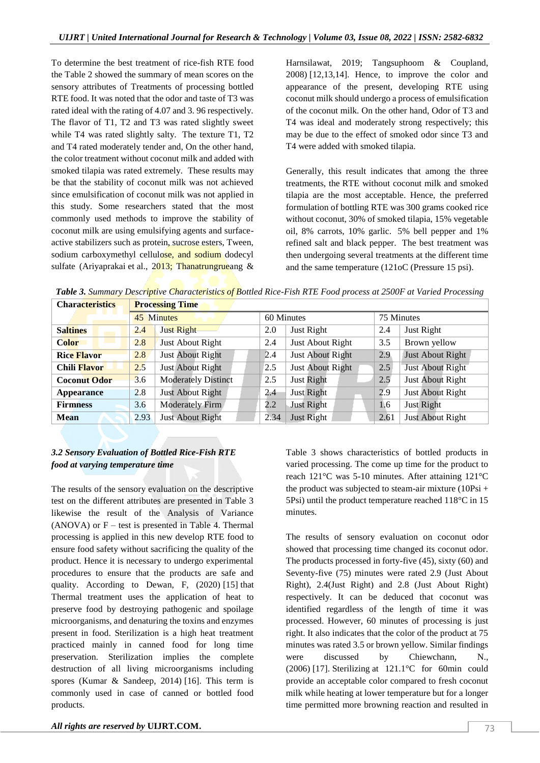To determine the best treatment of rice-fish RTE food the Table 2 showed the summary of mean scores on the sensory attributes of Treatments of processing bottled RTE food. It was noted that the odor and taste of T3 was rated ideal with the rating of 4.07 and 3. 96 respectively. The flavor of T1, T2 and T3 was rated slightly sweet while T4 was rated slightly salty. The texture T1, T2 and T4 rated moderately tender and, On the other hand, the color treatment without coconut milk and added with smoked tilapia was rated extremely. These results may be that the stability of coconut milk was not achieved since emulsification of coconut milk was not applied in this study. Some researchers stated that the most commonly used methods to improve the stability of coconut milk are using emulsifying agents and surface-active stabilizers such as protein, sucrose esters, Tween, sodium carboxymethyl cellulose, and sodium dodecyl sulfate (Ariyaprakai et al., 2013; Thanatrungrueang & Harnsilawat, 2019; Tangsuphoom & Coupland, 2008) [12,13,14]. Hence, to improve the color and appearance of the present, developing RTE using coconut milk should undergo a process of emulsification of the coconut milk. On the other hand, Odor of T3 and T4 was ideal and moderately strong respectively; this may be due to the effect of smoked odor since T3 and T4 were added with smoked tilapia.

Generally, this result indicates that among the three treatments, the RTE without coconut milk and smoked tilapia are the most acceptable. Hence, the preferred formulation of bottling RTE was 300 grams cooked rice without coconut, 30% of smoked tilapia, 15% vegetable oil, 8% carrots, 10% garlic. 5% bell pepper and 1% refined salt and black pepper. The best treatment was then undergoing several treatments at the different time and the same temperature (121oC (Pressure 15 psi).

***Table 3.*** *Summary Descriptive Characteristics of Bottled Rice-Fish RTE Food process at 2500F at Varied Processing*

| **Characteristics** | **Processing Time** | | | | | |
|---|---|---|---|---|---|---|
| | 45 Minutes | | 60 Minutes | | 75 Minutes | |
| **Saltines** | 2.4 | Just Right | 2.0 | Just Right | 2.4 | Just Right |
| **Color** | 2.8 | Just About Right | 2.4 | Just About Right | 3.5 | Brown yellow |
| **Rice Flavor** | 2.8 | Just About Right | 2.4 | Just About Right | 2.9 | Just About Right |
| **Chili Flavor** | 2.5 | Just About Right | 2.5 | Just About Right | 2.5 | Just About Right |
| **Coconut Odor** | 3.6 | Moderately Distinct | 2.5 | Just Right | 2.5 | Just About Right |
| **Appearance** | 2.8 | Just About Right | 2.4 | Just Right | 2.9 | Just About Right |
| **Firmness** | 3.6 | Moderately Firm | 2.2 | Just Right | 1.6 | Just Right |
| **Mean** | 2.93 | Just About Right | 2.34 | Just Right | 2.61 | Just About Right |

### *3.2 Sensory Evaluation of Bottled Rice-Fish RTE food at varying temperature time*

The results of the sensory evaluation on the descriptive test on the different attributes are presented in Table 3 likewise the result of the Analysis of Variance (ANOVA) or F – test is presented in Table 4. Thermal processing is applied in this new develop RTE food to ensure food safety without sacrificing the quality of the product. Hence it is necessary to undergo experimental procedures to ensure that the products are safe and quality. According to Dewan, F, (2020) [15] that Thermal treatment uses the application of heat to preserve food by destroying pathogenic and spoilage microorganisms, and denaturing the toxins and enzymes present in food. Sterilization is a high heat treatment practiced mainly in canned food for long time preservation. Sterilization implies the complete destruction of all living microorganisms including spores (Kumar & Sandeep, 2014) [16]. This term is commonly used in case of canned or bottled food products.

Table 3 shows characteristics of bottled products in varied processing. The come up time for the product to reach 121°C was 5-10 minutes. After attaining 121°C the product was subjected to steam-air mixture (10Psi + 5Psi) until the product temperature reached 118°C in 15 minutes.

The results of sensory evaluation on coconut odor showed that processing time changed its coconut odor. The products processed in forty-five (45), sixty (60) and Seventy-five (75) minutes were rated 2.9 (Just About Right), 2.4(Just Right) and 2.8 (Just About Right) respectively. It can be deduced that coconut was identified regardless of the length of time it was processed. However, 60 minutes of processing is just right. It also indicates that the color of the product at 75 minutes was rated 3.5 or brown yellow. Similar findings were discussed by Chiewchann, N., (2006) [17]. Sterilizing at 121.1°C for 60min could provide an acceptable color compared to fresh coconut milk while heating at lower temperature but for a longer time permitted more browning reaction and resulted in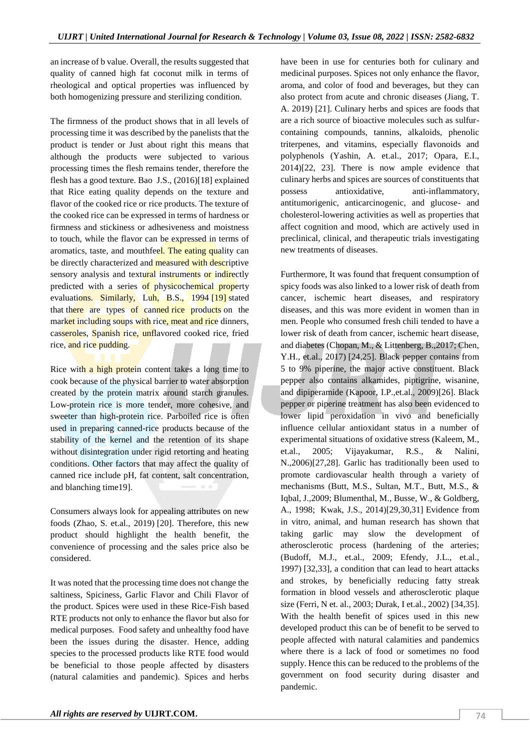an increase of b value. Overall, the results suggested that quality of canned high fat coconut milk in terms of rheological and optical properties was influenced by both homogenizing pressure and sterilizing condition.

The firmness of the product shows that in all levels of processing time it was described by the panelists that the product is tender or Just about right this means that although the products were subjected to various processing times the flesh remains tender, therefore the flesh has a good texture. Bao J.S., (2016)[18] explained that Rice eating quality depends on the texture and flavor of the cooked rice or rice products. The texture of the cooked rice can be expressed in terms of hardness or firmness and stickiness or adhesiveness and moistness to touch, while the flavor can be expressed in terms of aromatics, taste, and mouthfeel. The eating quality can be directly characterized and measured with descriptive sensory analysis and textural instruments or indirectly predicted with a series of physicochemical property evaluations. Similarly, Luh, B.S., 1994 [19] stated that there are types of canned rice products on the market including soups with rice, meat and rice dinners, casseroles, Spanish rice, unflavored cooked rice, fried rice, and rice pudding.

Rice with a high protein content takes a long time to cook because of the physical barrier to water absorption created by the protein matrix around starch granules. Low-protein rice is more tender, more cohesive, and sweeter than high-protein rice. Parboiled rice is often used in preparing canned-rice products because of the stability of the kernel and the retention of its shape without disintegration under rigid retorting and heating conditions. Other factors that may affect the quality of canned rice include pH, fat content, salt concentration, and blanching time19].

Consumers always look for appealing attributes on new foods (Zhao, S. et.al., 2019) [20]. Therefore, this new product should highlight the health benefit, the convenience of processing and the sales price also be considered.

It was noted that the processing time does not change the saltiness, Spiciness, Garlic Flavor and Chili Flavor of the product. Spices were used in these Rice-Fish based RTE products not only to enhance the flavor but also for medical purposes. Food safety and unhealthy food have been the issues during the disaster. Hence, adding species to the processed products like RTE food would be beneficial to those people affected by disasters (natural calamities and pandemic). Spices and herbs have been in use for centuries both for culinary and medicinal purposes. Spices not only enhance the flavor, aroma, and color of food and beverages, but they can also protect from acute and chronic diseases (Jiang, T. A. 2019) [21]. Culinary herbs and spices are foods that are a rich source of bioactive molecules such as sulfur-containing compounds, tannins, alkaloids, phenolic triterpenes, and vitamins, especially flavonoids and polyphenols (Yashin, A. et.al., 2017; Opara, E.I., 2014)[22, 23]. There is now ample evidence that culinary herbs and spices are sources of constituents that possess antioxidative, anti-inflammatory, antitumorigenic, anticarcinogenic, and glucose- and cholesterol-lowering activities as well as properties that affect cognition and mood, which are actively used in preclinical, clinical, and therapeutic trials investigating new treatments of diseases.

Furthermore, It was found that frequent consumption of spicy foods was also linked to a lower risk of death from cancer, ischemic heart diseases, and respiratory diseases, and this was more evident in women than in men. People who consumed fresh chili tended to have a lower risk of death from cancer, ischemic heart disease, and diabetes (Chopan, M., & Littenberg, B.,2017; Chen, Y.H., et.al., 2017) [24,25]. Black pepper contains from 5 to 9% piperine, the major active constituent. Black pepper also contains alkamides, piptigrine, wisanine, and dipiperamide (Kapoor, I.P.,et.al., 2009)[26]. Black pepper or piperine treatment has also been evidenced to lower lipid peroxidation in vivo and beneficially influence cellular antioxidant status in a number of experimental situations of oxidative stress (Kaleem, M., et.al., 2005; Vijayakumar, R.S., & Nalini, N.,2006)[27,28]. Garlic has traditionally been used to promote cardiovascular health through a variety of mechanisms (Butt, M.S., Sultan, M.T., Butt, M.S., & Iqbal, J.,2009; Blumenthal, M., Busse, W., & Goldberg, A., 1998; Kwak, J.S., 2014)[29,30,31] Evidence from in vitro, animal, and human research has shown that taking garlic may slow the development of atherosclerotic process (hardening of the arteries; (Budoff, M.J., et.al., 2009; Efendy, J.L., et.al., 1997) [32,33], a condition that can lead to heart attacks and strokes, by beneficially reducing fatty streak formation in blood vessels and atherosclerotic plaque size (Ferri, N et. al., 2003; Durak, I et.al., 2002) [34,35]. With the health benefit of spices used in this new developed product this can be of benefit to be served to people affected with natural calamities and pandemics where there is a lack of food or sometimes no food supply. Hence this can be reduced to the problems of the government on food security during disaster and pandemic.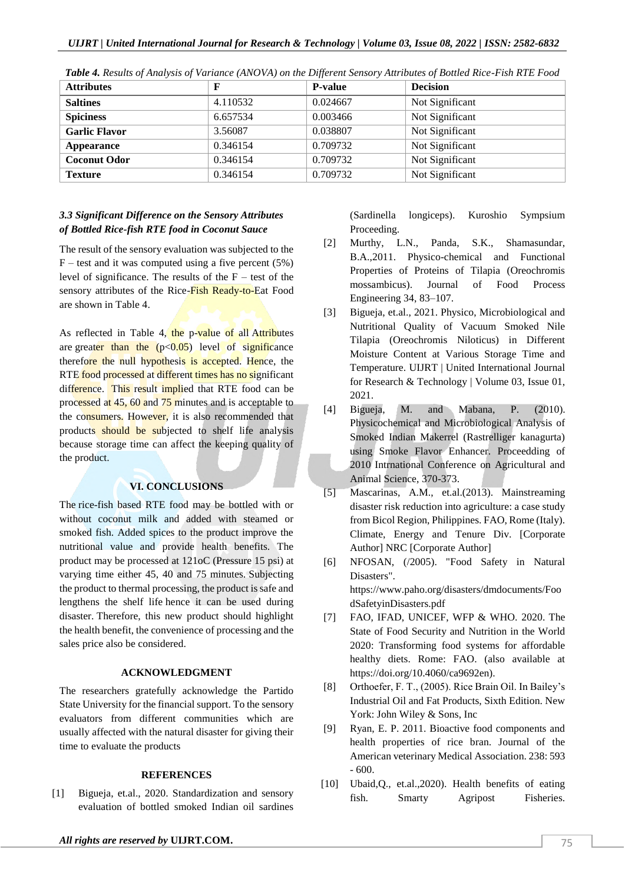*Table 4. Results of Analysis of Variance (ANOVA) on the Different Sensory Attributes of Bottled Rice-Fish RTE Food*

| Attributes | F | P-value | Decision |
|---|---|---|---|
| **Saltines** | 4.110532 | 0.024667 | Not Significant |
| **Spiciness** | 6.657534 | 0.003466 | Not Significant |
| **Garlic Flavor** | 3.56087 | 0.038807 | Not Significant |
| **Appearance** | 0.346154 | 0.709732 | Not Significant |
| **Coconut Odor** | 0.346154 | 0.709732 | Not Significant |
| **Texture** | 0.346154 | 0.709732 | Not Significant |

### *3.3 Significant Difference on the Sensory Attributes of Bottled Rice-fish RTE food in Coconut Sauce*

The result of the sensory evaluation was subjected to the F – test and it was computed using a five percent (5%) level of significance. The results of the F – test of the sensory attributes of the Rice-Fish Ready-to-Eat Food are shown in Table 4.

As reflected in Table 4, the p-value of all Attributes are greater than the ($p<0.05$) level of significance therefore the null hypothesis is accepted. Hence, the RTE food processed at different times has no significant difference. This result implied that RTE food can be processed at 45, 60 and 75 minutes and is acceptable to the consumers. However, it is also recommended that products should be subjected to shelf life analysis because storage time can affect the keeping quality of the product.

## VI. CONCLUSIONS

The rice-fish based RTE food may be bottled with or without coconut milk and added with steamed or smoked fish. Added spices to the product improve the nutritional value and provide health benefits. The product may be processed at 121oC (Pressure 15 psi) at varying time either 45, 40 and 75 minutes. Subjecting the product to thermal processing, the product is safe and lengthens the shelf life hence it can be used during disaster. Therefore, this new product should highlight the health benefit, the convenience of processing and the sales price also be considered.

## ACKNOWLEDGMENT

The researchers gratefully acknowledge the Partido State University for the financial support. To the sensory evaluators from different communities which are usually affected with the natural disaster for giving their time to evaluate the products

## REFERENCES

[1] Bigueja, et.al., 2020. Standardization and sensory evaluation of bottled smoked Indian oil sardines (Sardinella longiceps). Kuroshio Sympsium Proceeding.

[2] Murthy, L.N., Panda, S.K., Shamasundar, B.A.,2011. Physico-chemical and Functional Properties of Proteins of Tilapia (Oreochromis mossambicus). Journal of Food Process Engineering 34, 83–107.

[3] Bigueja, et.al., 2021. Physico, Microbiological and Nutritional Quality of Vacuum Smoked Nile Tilapia (Oreochromis Niloticus) in Different Moisture Content at Various Storage Time and Temperature. UIJRT | United International Journal for Research & Technology | Volume 03, Issue 01, 2021.

[4] Bigueja, M. and Mabana, P. (2010). Physicochemical and Microbiological Analysis of Smoked Indian Makerrel (Rastrelliger kanagurta) using Smoke Flavor Enhancer. Proceedding of 2010 Intrnational Conference on Agricultural and Animal Science, 370-373.

[5] Mascarinas, A.M., et.al.(2013). Mainstreaming disaster risk reduction into agriculture: a case study from Bicol Region, Philippines. FAO, Rome (Italy). Climate, Energy and Tenure Div. [Corporate Author] NRC [Corporate Author]

[6] NFOSAN, (/2005). "Food Safety in Natural Disasters". https://www.paho.org/disasters/dmdocuments/FoodSafetyinDisasters.pdf

[7] FAO, IFAD, UNICEF, WFP & WHO. 2020. The State of Food Security and Nutrition in the World 2020: Transforming food systems for affordable healthy diets. Rome: FAO. (also available at https://doi.org/10.4060/ca9692en).

[8] Orthoefer, F. T., (2005). Rice Brain Oil. In Bailey's Industrial Oil and Fat Products, Sixth Edition. New York: John Wiley & Sons, Inc

[9] Ryan, E. P. 2011. Bioactive food components and health properties of rice bran. Journal of the American veterinary Medical Association. 238: 593 - 600.

[10] Ubaid,Q., et.al.,2020). Health benefits of eating fish. Smarty Agripost Fisheries.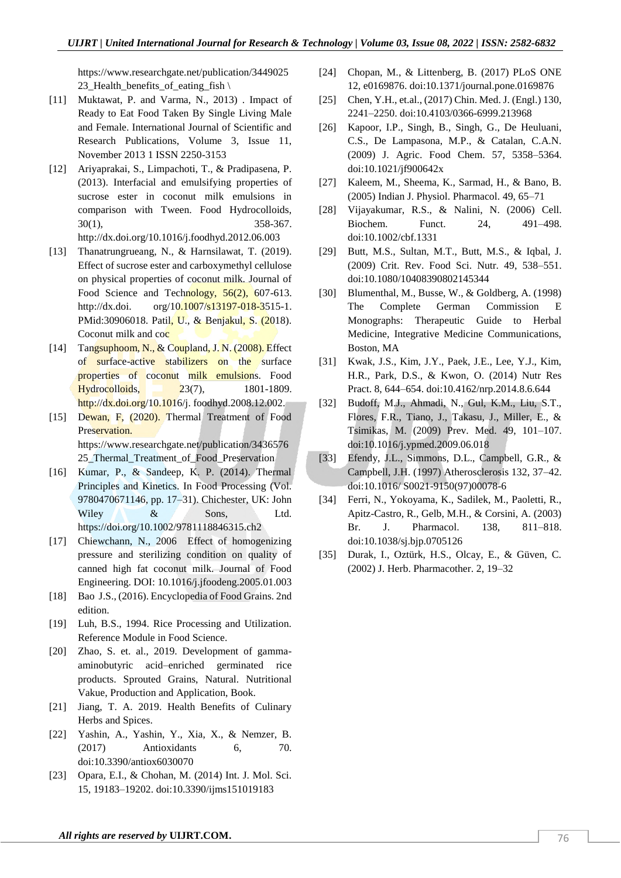https://www.researchgate.net/publication/344902523_Health_benefits_of_eating_fish \

[11] Muktawat, P. and Varma, N., 2013) . Impact of Ready to Eat Food Taken By Single Living Male and Female. International Journal of Scientific and Research Publications, Volume 3, Issue 11, November 2013 1 ISSN 2250-3153

[12] Ariyaprakai, S., Limpachoti, T., & Pradipasena, P. (2013). Interfacial and emulsifying properties of sucrose ester in coconut milk emulsions in comparison with Tween. Food Hydrocolloids, 30(1), 358-367. http://dx.doi.org/10.1016/j.foodhyd.2012.06.003

[13] Thanatrungrueang, N., & Harnsilawat, T. (2019). Effect of sucrose ester and carboxymethyl cellulose on physical properties of coconut milk. Journal of Food Science and Technology, 56(2), 607-613. http://dx.doi. org/10.1007/s13197-018-3515-1. PMid:30906018. Patil, U., & Benjakul, S. (2018). Coconut milk and coc

[14] Tangsuphoom, N., & Coupland, J. N. (2008). Effect of surface-active stabilizers on the surface properties of coconut milk emulsions. Food Hydrocolloids, 23(7), 1801-1809. http://dx.doi.org/10.1016/j. foodhyd.2008.12.002.

[15] Dewan, F, (2020). Thermal Treatment of Food Preservation. https://www.researchgate.net/publication/343657625_Thermal_Treatment_of_Food_Preservation

[16] Kumar, P., & Sandeep, K. P. (2014). Thermal Principles and Kinetics. In Food Processing (Vol. 9780470671146, pp. 17–31). Chichester, UK: John Wiley & Sons, Ltd. https://doi.org/10.1002/9781118846315.ch2

[17] Chiewchann, N., 2006 Effect of homogenizing pressure and sterilizing condition on quality of canned high fat coconut milk. Journal of Food Engineering. DOI: 10.1016/j.jfoodeng.2005.01.003

[18] Bao J.S., (2016). Encyclopedia of Food Grains. 2nd edition.

[19] Luh, B.S., 1994. Rice Processing and Utilization. Reference Module in Food Science.

[20] Zhao, S. et. al., 2019. Development of gamma-aminobutyric acid–enriched germinated rice products. Sprouted Grains, Natural. Nutritional Vakue, Production and Application, Book.

[21] Jiang, T. A. 2019. Health Benefits of Culinary Herbs and Spices.

[22] Yashin, A., Yashin, Y., Xia, X., & Nemzer, B. (2017) Antioxidants 6, 70. doi:10.3390/antiox6030070

[23] Opara, E.I., & Chohan, M. (2014) Int. J. Mol. Sci. 15, 19183–19202. doi:10.3390/ijms151019183

[24] Chopan, M., & Littenberg, B. (2017) PLoS ONE 12, e0169876. doi:10.1371/journal.pone.0169876

[25] Chen, Y.H., et.al., (2017) Chin. Med. J. (Engl.) 130, 2241–2250. doi:10.4103/0366-6999.213968

[26] Kapoor, I.P., Singh, B., Singh, G., De Heuluani, C.S., De Lampasona, M.P., & Catalan, C.A.N. (2009) J. Agric. Food Chem. 57, 5358–5364. doi:10.1021/jf900642x

[27] Kaleem, M., Sheema, K., Sarmad, H., & Bano, B. (2005) Indian J. Physiol. Pharmacol. 49, 65–71

[28] Vijayakumar, R.S., & Nalini, N. (2006) Cell. Biochem. Funct. 24, 491–498. doi:10.1002/cbf.1331

[29] Butt, M.S., Sultan, M.T., Butt, M.S., & Iqbal, J. (2009) Crit. Rev. Food Sci. Nutr. 49, 538–551. doi:10.1080/10408390802145344

[30] Blumenthal, M., Busse, W., & Goldberg, A. (1998) The Complete German Commission E Monographs: Therapeutic Guide to Herbal Medicine, Integrative Medicine Communications, Boston, MA

[31] Kwak, J.S., Kim, J.Y., Paek, J.E., Lee, Y.J., Kim, H.R., Park, D.S., & Kwon, O. (2014) Nutr Res Pract. 8, 644–654. doi:10.4162/nrp.2014.8.6.644

[32] Budoff, M.J., Ahmadi, N., Gul, K.M., Liu, S.T., Flores, F.R., Tiano, J., Takasu, J., Miller, E., & Tsimikas, M. (2009) Prev. Med. 49, 101–107. doi:10.1016/j.ypmed.2009.06.018

[33] Efendy, J.L., Simmons, D.L., Campbell, G.R., & Campbell, J.H. (1997) Atherosclerosis 132, 37–42. doi:10.1016/ S0021-9150(97)00078-6

[34] Ferri, N., Yokoyama, K., Sadilek, M., Paoletti, R., Apitz-Castro, R., Gelb, M.H., & Corsini, A. (2003) Br. J. Pharmacol. 138, 811–818. doi:10.1038/sj.bjp.0705126

[35] Durak, I., Oztürk, H.S., Olcay, E., & Güven, C. (2002) J. Herb. Pharmacother. 2, 19–32